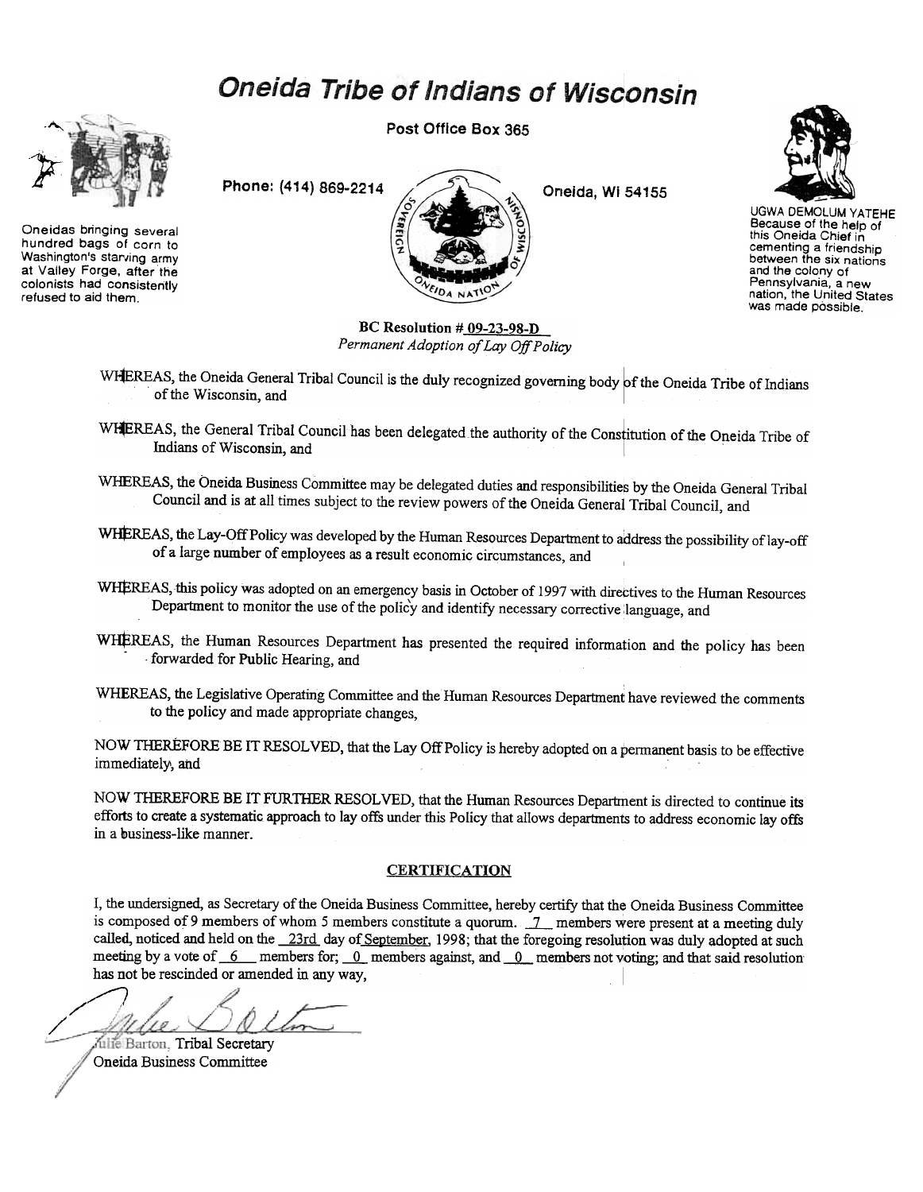# Oneida Tribe of Indians of Wisconsin

Post Office Box 365

Phone: (414) 869-2214

Oneida, WI 54155

Oneidas bringing several hundred bags of corn to Washington's starving army at Valley Forge, after the colonists had consistently refused to aid them.

UGWA DEMOLUM YATEHE Because of the help of this Oneida Chief in cementing a friendship between the six nations and the colony of Pennsylvania, a new nation, the United States was made possible.

**BC Resolution # 09-23-98-D**
*Permanent Adoption of Lay Off Policy*

WHEREAS, the Oneida General Tribal Council is the duly recognized governing body of the Oneida Tribe of Indians of the Wisconsin, and

WHEREAS, the General Tribal Council has been delegated the authority of the Constitution of the Oneida Tribe of Indians of Wisconsin, and

WHEREAS, the Oneida Business Committee may be delegated duties and responsibilities by the Oneida General Tribal Council and is at all times subject to the review powers of the Oneida General Tribal Council, and

WHEREAS, the Lay-Off Policy was developed by the Human Resources Department to address the possibility of lay-off of a large number of employees as a result economic circumstances, and

WHEREAS, this policy was adopted on an emergency basis in October of 1997 with directives to the Human Resources Department to monitor the use of the policy and identify necessary corrective language, and

WHEREAS, the Human Resources Department has presented the required information and the policy has been forwarded for Public Hearing, and

WHEREAS, the Legislative Operating Committee and the Human Resources Department have reviewed the comments to the policy and made appropriate changes,

NOW THEREFORE BE IT RESOLVED, that the Lay Off Policy is hereby adopted on a permanent basis to be effective immediately, and

NOW THEREFORE BE IT FURTHER RESOLVED, that the Human Resources Department is directed to continue its efforts to create a systematic approach to lay offs under this Policy that allows departments to address economic lay offs in a business-like manner.

## CERTIFICATION

I, the undersigned, as Secretary of the Oneida Business Committee, hereby certify that the Oneida Business Committee is composed of 9 members of whom 5 members constitute a quorum. 7 members were present at a meeting duly called, noticed and held on the 23rd day of September, 1998; that the foregoing resolution was duly adopted at such meeting by a vote of 6 members for; 0 members against, and 0 members not voting; and that said resolution has not be rescinded or amended in any way,

Julie Barton, Tribal Secretary
Oneida Business Committee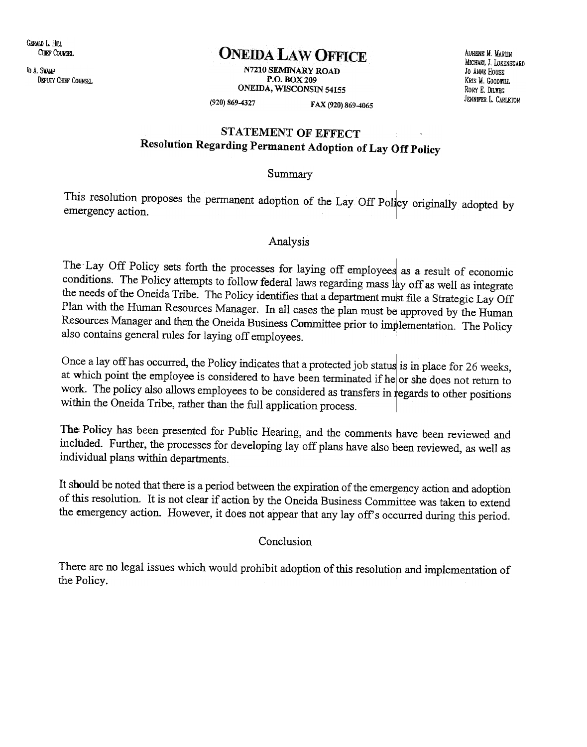GERALD L. HILL
CHIEF COUNSEL

JO A. SWAMP
DEPUTY CHIEF COUNSEL

# ONEIDA LAW OFFICE

N7210 SEMINARY ROAD
P.O. BOX 209
ONEIDA, WISCONSIN 54155

(920) 869-4327 FAX (920) 869-4065

AURENE M. MARTIN
MICHAEL J. LOKENSGARD
JO ANNE HOUSE
KRIS M. GOODWILL
RORY E. DILWEG
JENNIFER L. CARLETON

## STATEMENT OF EFFECT
## Resolution Regarding Permanent Adoption of Lay Off Policy

### Summary

This resolution proposes the permanent adoption of the Lay Off Policy originally adopted by emergency action.

### Analysis

The Lay Off Policy sets forth the processes for laying off employees as a result of economic conditions. The Policy attempts to follow federal laws regarding mass lay off as well as integrate the needs of the Oneida Tribe. The Policy identifies that a department must file a Strategic Lay Off Plan with the Human Resources Manager. In all cases the plan must be approved by the Human Resources Manager and then the Oneida Business Committee prior to implementation. The Policy also contains general rules for laying off employees.

Once a lay off has occurred, the Policy indicates that a protected job status is in place for 26 weeks, at which point the employee is considered to have been terminated if he or she does not return to work. The policy also allows employees to be considered as transfers in regards to other positions within the Oneida Tribe, rather than the full application process.

The Policy has been presented for Public Hearing, and the comments have been reviewed and included. Further, the processes for developing lay off plans have also been reviewed, as well as individual plans within departments.

It should be noted that there is a period between the expiration of the emergency action and adoption of this resolution. It is not clear if action by the Oneida Business Committee was taken to extend the emergency action. However, it does not appear that any lay off's occurred during this period.

### Conclusion

There are no legal issues which would prohibit adoption of this resolution and implementation of the Policy.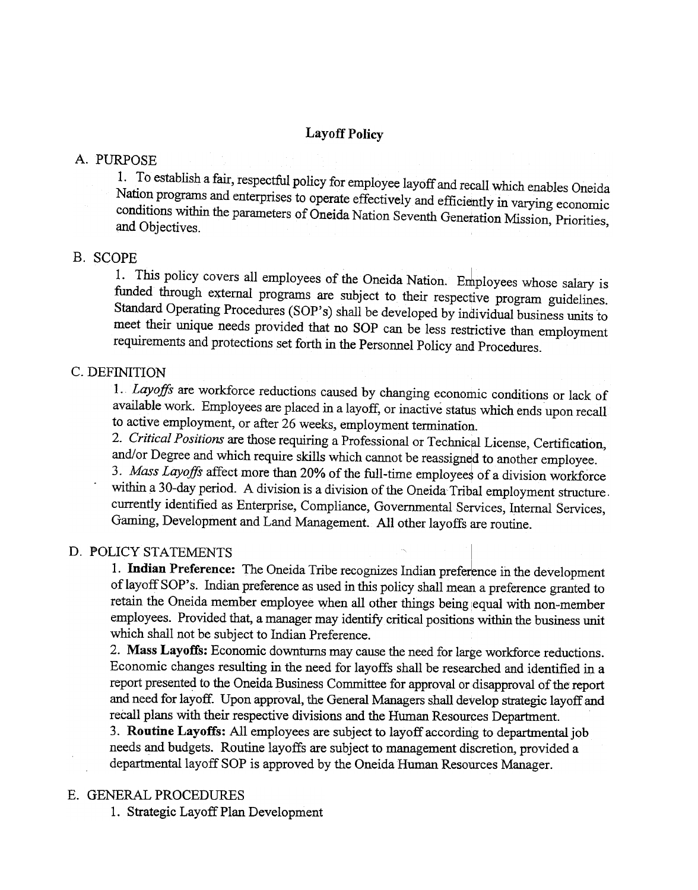# Layoff Policy

A. PURPOSE

1. To establish a fair, respectful policy for employee layoff and recall which enables Oneida Nation programs and enterprises to operate effectively and efficiently in varying economic conditions within the parameters of Oneida Nation Seventh Generation Mission, Priorities, and Objectives.

B. SCOPE

1. This policy covers all employees of the Oneida Nation. Employees whose salary is funded through external programs are subject to their respective program guidelines. Standard Operating Procedures (SOP's) shall be developed by individual business units to meet their unique needs provided that no SOP can be less restrictive than employment requirements and protections set forth in the Personnel Policy and Procedures.

C. DEFINITION

1. *Layoffs* are workforce reductions caused by changing economic conditions or lack of available work. Employees are placed in a layoff, or inactive status which ends upon recall to active employment, or after 26 weeks, employment termination.
2. *Critical Positions* are those requiring a Professional or Technical License, Certification, and/or Degree and which require skills which cannot be reassigned to another employee.
3. *Mass Layoffs* affect more than 20% of the full-time employees of a division workforce within a 30-day period. A division is a division of the Oneida Tribal employment structure. currently identified as Enterprise, Compliance, Governmental Services, Internal Services, Gaming, Development and Land Management. All other layoffs are routine.

D. POLICY STATEMENTS

1. **Indian Preference:** The Oneida Tribe recognizes Indian preference in the development of layoff SOP's. Indian preference as used in this policy shall mean a preference granted to retain the Oneida member employee when all other things being equal with non-member employees. Provided that, a manager may identify critical positions within the business unit which shall not be subject to Indian Preference.
2. **Mass Layoffs:** Economic downturns may cause the need for large workforce reductions. Economic changes resulting in the need for layoffs shall be researched and identified in a report presented to the Oneida Business Committee for approval or disapproval of the report and need for layoff. Upon approval, the General Managers shall develop strategic layoff and recall plans with their respective divisions and the Human Resources Department.
3. **Routine Layoffs:** All employees are subject to layoff according to departmental job needs and budgets. Routine layoffs are subject to management discretion, provided a departmental layoff SOP is approved by the Oneida Human Resources Manager.

E. GENERAL PROCEDURES

1. Strategic Layoff Plan Development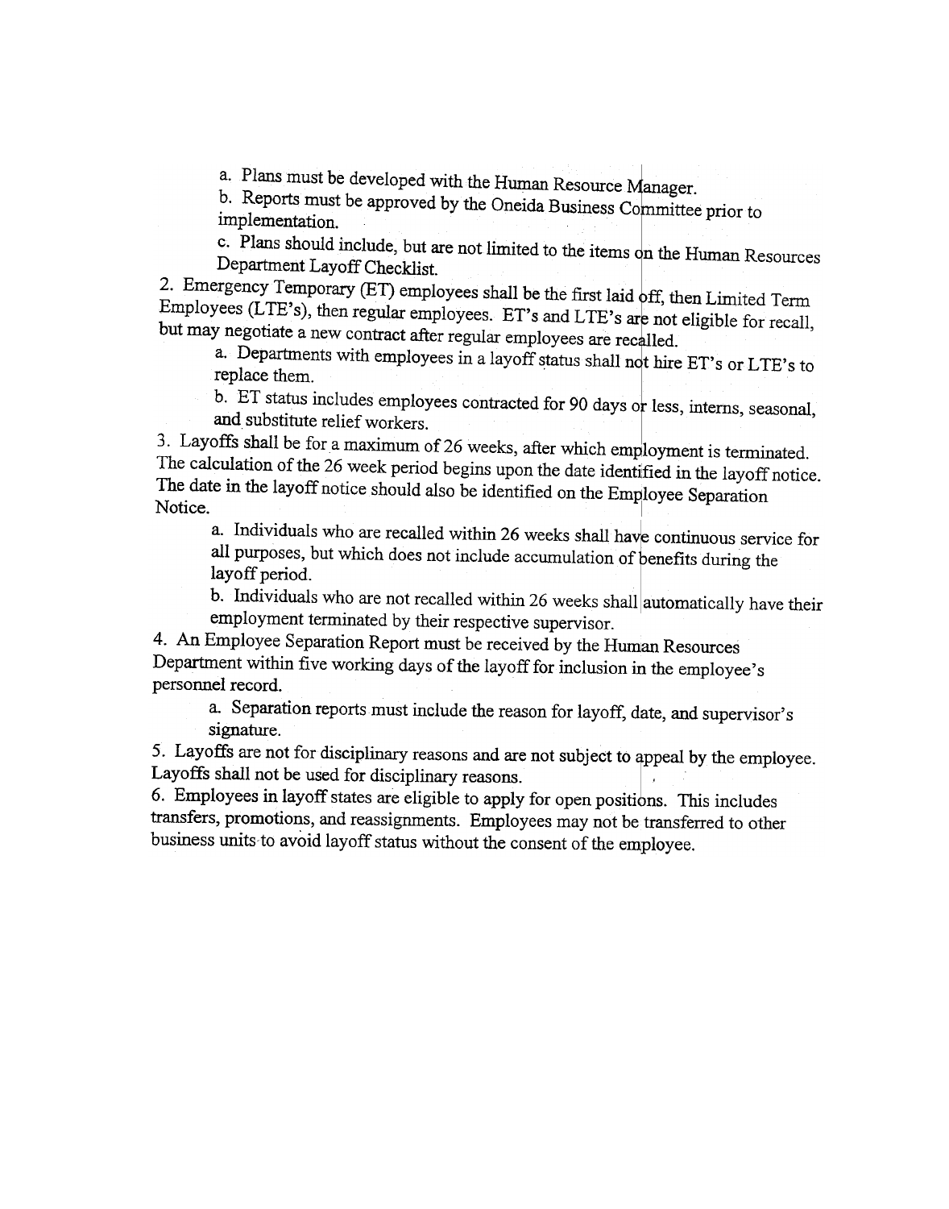a. Plans must be developed with the Human Resource Manager.

b. Reports must be approved by the Oneida Business Committee prior to implementation.

c. Plans should include, but are not limited to the items on the Human Resources Department Layoff Checklist.

2. Emergency Temporary (ET) employees shall be the first laid off, then Limited Term Employees (LTE's), then regular employees. ET's and LTE's are not eligible for recall, but may negotiate a new contract after regular employees are recalled.

   a. Departments with employees in a layoff status shall not hire ET's or LTE's to replace them.

   b. ET status includes employees contracted for 90 days or less, interns, seasonal, and substitute relief workers.

3. Layoffs shall be for a maximum of 26 weeks, after which employment is terminated. The calculation of the 26 week period begins upon the date identified in the layoff notice. The date in the layoff notice should also be identified on the Employee Separation Notice.

   a. Individuals who are recalled within 26 weeks shall have continuous service for all purposes, but which does not include accumulation of benefits during the layoff period.

   b. Individuals who are not recalled within 26 weeks shall automatically have their employment terminated by their respective supervisor.

4. An Employee Separation Report must be received by the Human Resources Department within five working days of the layoff for inclusion in the employee's personnel record.

   a. Separation reports must include the reason for layoff, date, and supervisor's signature.

5. Layoffs are not for disciplinary reasons and are not subject to appeal by the employee. Layoffs shall not be used for disciplinary reasons.

6. Employees in layoff states are eligible to apply for open positions. This includes transfers, promotions, and reassignments. Employees may not be transferred to other business units to avoid layoff status without the consent of the employee.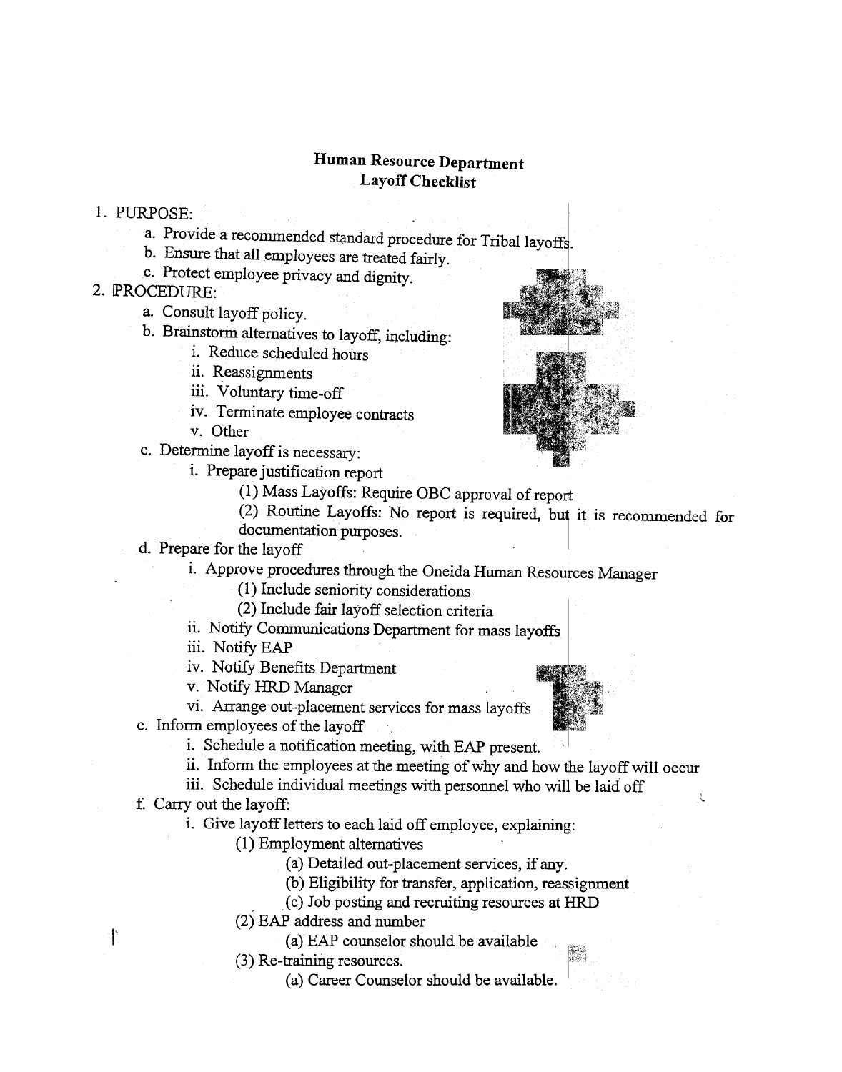**Human Resource Department**
**Layoff Checklist**

1. PURPOSE:
    a. Provide a recommended standard procedure for Tribal layoffs.
    b. Ensure that all employees are treated fairly.
    c. Protect employee privacy and dignity.
2. PROCEDURE:
    a. Consult layoff policy.
    b. Brainstorm alternatives to layoff, including:
        i. Reduce scheduled hours
        ii. Reassignments
        iii. Voluntary time-off
        iv. Terminate employee contracts
        v. Other
    c. Determine layoff is necessary:
        i. Prepare justification report
            (1) Mass Layoffs: Require OBC approval of report
            (2) Routine Layoffs: No report is required, but it is recommended for documentation purposes.
    d. Prepare for the layoff
        i. Approve procedures through the Oneida Human Resources Manager
            (1) Include seniority considerations
            (2) Include fair layoff selection criteria
        ii. Notify Communications Department for mass layoffs
        iii. Notify EAP
        iv. Notify Benefits Department
        v. Notify HRD Manager
        vi. Arrange out-placement services for mass layoffs
    e. Inform employees of the layoff
        i. Schedule a notification meeting, with EAP present.
        ii. Inform the employees at the meeting of why and how the layoff will occur
        iii. Schedule individual meetings with personnel who will be laid off
    f. Carry out the layoff:
        i. Give layoff letters to each laid off employee, explaining:
            (1) Employment alternatives
                (a) Detailed out-placement services, if any.
                (b) Eligibility for transfer, application, reassignment
                (c) Job posting and recruiting resources at HRD
            (2) EAP address and number
                (a) EAP counselor should be available
            (3) Re-training resources.
                (a) Career Counselor should be available.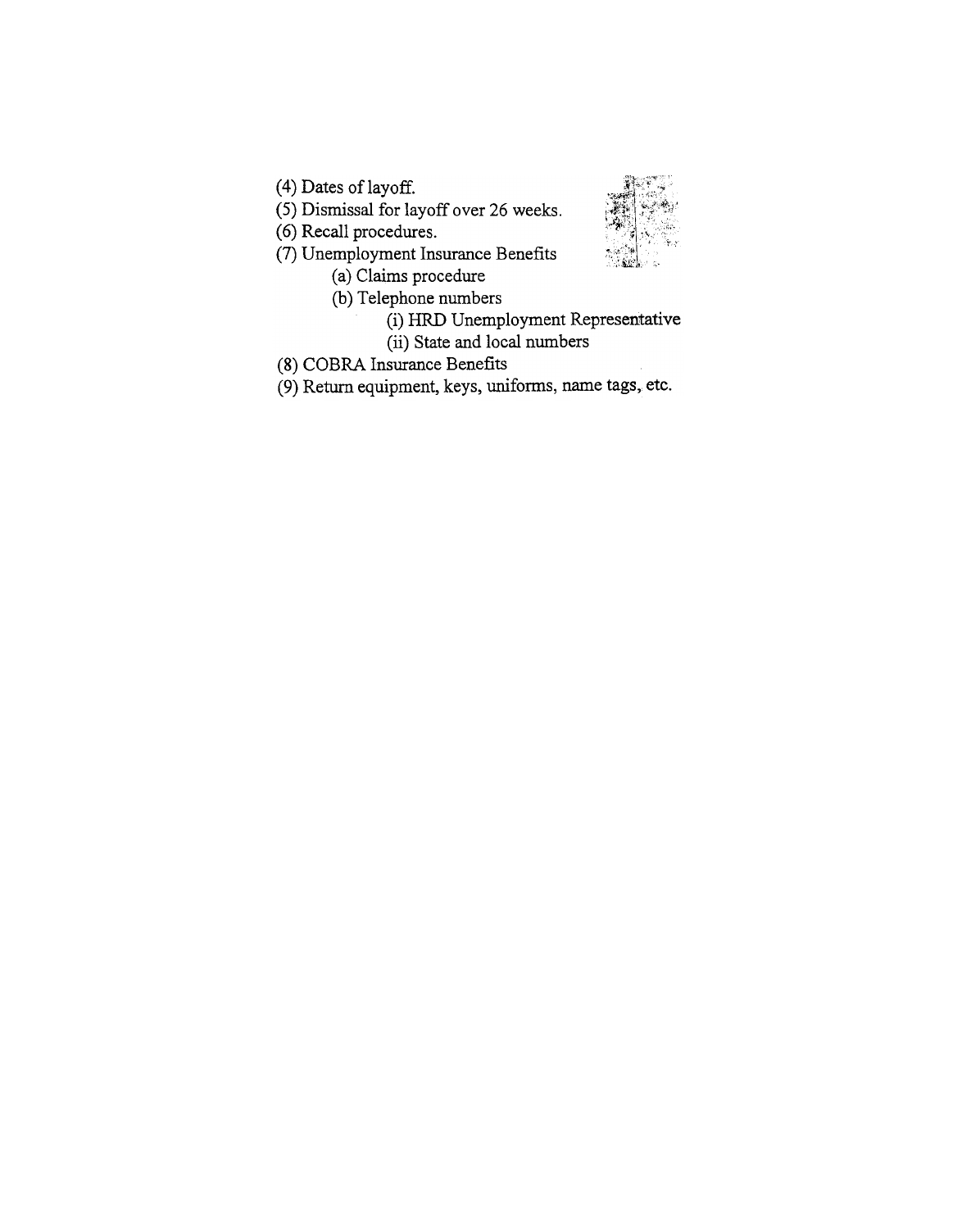(4) Dates of layoff.

(5) Dismissal for layoff over 26 weeks.

(6) Recall procedures.

(7) Unemployment Insurance Benefits

    (a) Claims procedure

    (b) Telephone numbers

        (i) HRD Unemployment Representative

        (ii) State and local numbers

(8) COBRA Insurance Benefits

(9) Return equipment, keys, uniforms, name tags, etc.